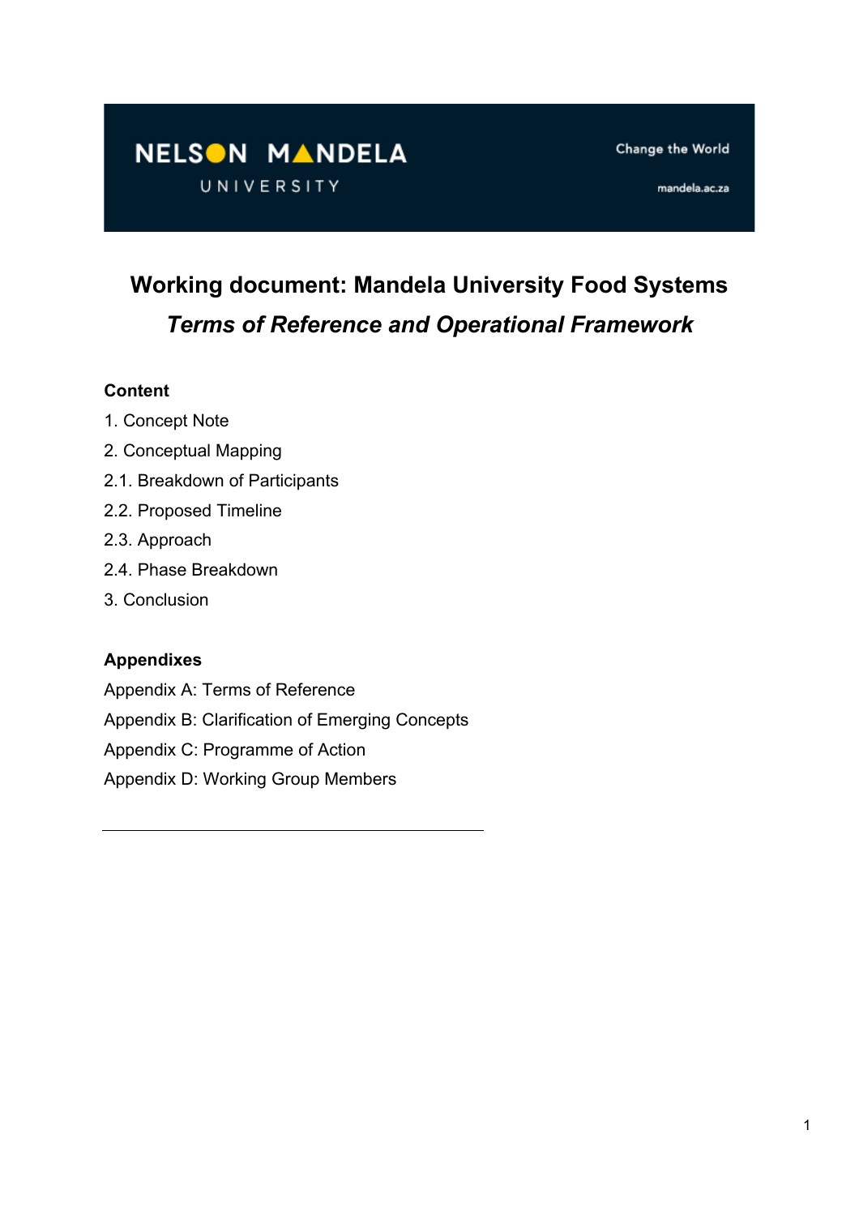NELSON MANDELA UNIVERSITY

Change the World

mandela.ac.za

# Working document: Mandela University Food Systems

## *Terms of Reference and Operational Framework*

**Content**

1. Concept Note
2. Conceptual Mapping
2.1. Breakdown of Participants
2.2. Proposed Timeline
2.3. Approach
2.4. Phase Breakdown
3. Conclusion

**Appendixes**

Appendix A: Terms of Reference
Appendix B: Clarification of Emerging Concepts
Appendix C: Programme of Action
Appendix D: Working Group Members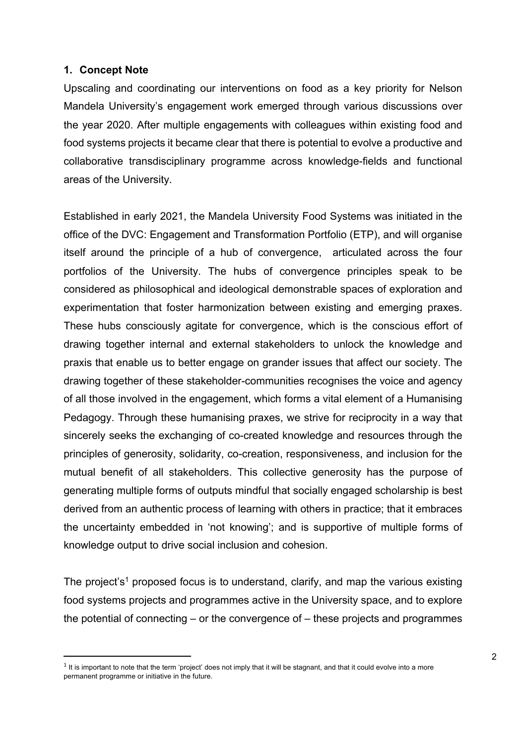## 1. Concept Note

Upscaling and coordinating our interventions on food as a key priority for Nelson Mandela University's engagement work emerged through various discussions over the year 2020. After multiple engagements with colleagues within existing food and food systems projects it became clear that there is potential to evolve a productive and collaborative transdisciplinary programme across knowledge-fields and functional areas of the University.

Established in early 2021, the Mandela University Food Systems was initiated in the office of the DVC: Engagement and Transformation Portfolio (ETP), and will organise itself around the principle of a hub of convergence, articulated across the four portfolios of the University. The hubs of convergence principles speak to be considered as philosophical and ideological demonstrable spaces of exploration and experimentation that foster harmonization between existing and emerging praxes. These hubs consciously agitate for convergence, which is the conscious effort of drawing together internal and external stakeholders to unlock the knowledge and praxis that enable us to better engage on grander issues that affect our society. The drawing together of these stakeholder-communities recognises the voice and agency of all those involved in the engagement, which forms a vital element of a Humanising Pedagogy. Through these humanising praxes, we strive for reciprocity in a way that sincerely seeks the exchanging of co-created knowledge and resources through the principles of generosity, solidarity, co-creation, responsiveness, and inclusion for the mutual benefit of all stakeholders. This collective generosity has the purpose of generating multiple forms of outputs mindful that socially engaged scholarship is best derived from an authentic process of learning with others in practice; that it embraces the uncertainty embedded in 'not knowing'; and is supportive of multiple forms of knowledge output to drive social inclusion and cohesion.

The project's[1] proposed focus is to understand, clarify, and map the various existing food systems projects and programmes active in the University space, and to explore the potential of connecting – or the convergence of – these projects and programmes

[1] It is important to note that the term 'project' does not imply that it will be stagnant, and that it could evolve into a more permanent programme or initiative in the future.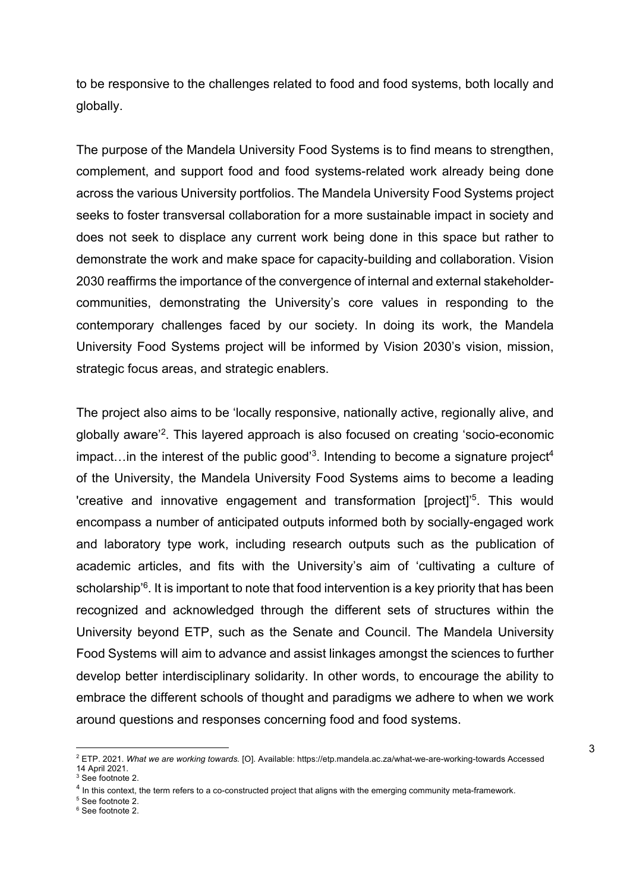to be responsive to the challenges related to food and food systems, both locally and globally.

The purpose of the Mandela University Food Systems is to find means to strengthen, complement, and support food and food systems-related work already being done across the various University portfolios. The Mandela University Food Systems project seeks to foster transversal collaboration for a more sustainable impact in society and does not seek to displace any current work being done in this space but rather to demonstrate the work and make space for capacity-building and collaboration. Vision 2030 reaffirms the importance of the convergence of internal and external stakeholder-communities, demonstrating the University's core values in responding to the contemporary challenges faced by our society. In doing its work, the Mandela University Food Systems project will be informed by Vision 2030's vision, mission, strategic focus areas, and strategic enablers.

The project also aims to be 'locally responsive, nationally active, regionally alive, and globally aware'[2]. This layered approach is also focused on creating 'socio-economic impact…in the interest of the public good'[3]. Intending to become a signature project[4] of the University, the Mandela University Food Systems aims to become a leading 'creative and innovative engagement and transformation [project]'[5]. This would encompass a number of anticipated outputs informed both by socially-engaged work and laboratory type work, including research outputs such as the publication of academic articles, and fits with the University's aim of 'cultivating a culture of scholarship'[6]. It is important to note that food intervention is a key priority that has been recognized and acknowledged through the different sets of structures within the University beyond ETP, such as the Senate and Council. The Mandela University Food Systems will aim to advance and assist linkages amongst the sciences to further develop better interdisciplinary solidarity. In other words, to encourage the ability to embrace the different schools of thought and paradigms we adhere to when we work around questions and responses concerning food and food systems.

---

[2] ETP. 2021. *What we are working towards.* [O]. Available: https://etp.mandela.ac.za/what-we-are-working-towards Accessed 14 April 2021.

[3] See footnote 2.

[4] In this context, the term refers to a co-constructed project that aligns with the emerging community meta-framework.

[5] See footnote 2.

[6] See footnote 2.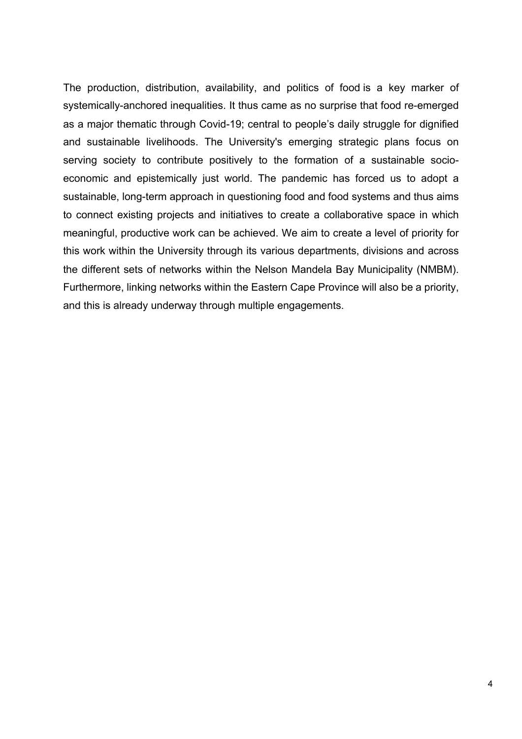The production, distribution, availability, and politics of food is a key marker of systemically-anchored inequalities. It thus came as no surprise that food re-emerged as a major thematic through Covid-19; central to people's daily struggle for dignified and sustainable livelihoods. The University's emerging strategic plans focus on serving society to contribute positively to the formation of a sustainable socio-economic and epistemically just world. The pandemic has forced us to adopt a sustainable, long-term approach in questioning food and food systems and thus aims to connect existing projects and initiatives to create a collaborative space in which meaningful, productive work can be achieved. We aim to create a level of priority for this work within the University through its various departments, divisions and across the different sets of networks within the Nelson Mandela Bay Municipality (NMBM). Furthermore, linking networks within the Eastern Cape Province will also be a priority, and this is already underway through multiple engagements.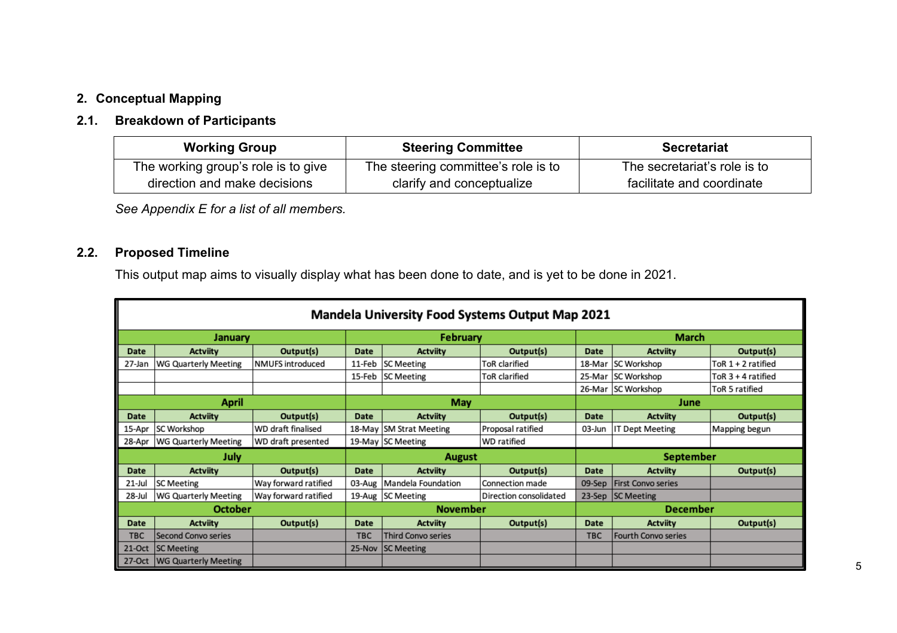## 2. Conceptual Mapping

### 2.1. Breakdown of Participants

| Working Group | Steering Committee | Secretariat |
|---|---|---|
| The working group's role is to give direction and make decisions | The steering committee's role is to clarify and conceptualize | The secretariat's role is to facilitate and coordinate |

*See Appendix E for a list of all members.*

### 2.2. Proposed Timeline

This output map aims to visually display what has been done to date, and is yet to be done in 2021.

| Mandela University Food Systems Output Map 2021 | | | | | | | | |
|---|---|---|---|---|---|---|---|---|
| **January** | | | **February** | | | **March** | | |
| **Date** | **Actviity** | **Output(s)** | **Date** | **Actviity** | **Output(s)** | **Date** | **Actviity** | **Output(s)** |
| 27-Jan | WG Quarterly Meeting | NMUFS introduced | 11-Feb | SC Meeting | ToR clarified | 18-Mar | SC Workshop | ToR 1 + 2 ratified |
| | | | 15-Feb | SC Meeting | ToR clarified | 25-Mar | SC Workshop | ToR 3 + 4 ratified |
| | | | | | | 26-Mar | SC Workshop | ToR 5 ratified |
| **April** | | | **May** | | | **June** | | |
| **Date** | **Actviity** | **Output(s)** | **Date** | **Actviity** | **Output(s)** | **Date** | **Actviity** | **Output(s)** |
| 15-Apr | SC Workshop | WD draft finalised | 18-May | SM Strat Meeting | Proposal ratified | 03-Jun | IT Dept Meeting | Mapping begun |
| 28-Apr | WG Quarterly Meeting | WD draft presented | 19-May | SC Meeting | WD ratified | | | |
| **July** | | | **August** | | | **September** | | |
| **Date** | **Actviity** | **Output(s)** | **Date** | **Actviity** | **Output(s)** | **Date** | **Actviity** | **Output(s)** |
| 21-Jul | SC Meeting | Way forward ratified | 03-Aug | Mandela Foundation | Connection made | 09-Sep | First Convo series | |
| 28-Jul | WG Quarterly Meeting | Way forward ratified | 19-Aug | SC Meeting | Direction consolidated | 23-Sep | SC Meeting | |
| **October** | | | **November** | | | **December** | | |
| **Date** | **Actviity** | **Output(s)** | **Date** | **Actviity** | **Output(s)** | **Date** | **Actviity** | **Output(s)** |
| TBC | Second Convo series | | TBC | Third Convo series | | TBC | Fourth Convo series | |
| 21-Oct | SC Meeting | | 25-Nov | SC Meeting | | | | |
| 27-Oct | WG Quarterly Meeting | | | | | | | |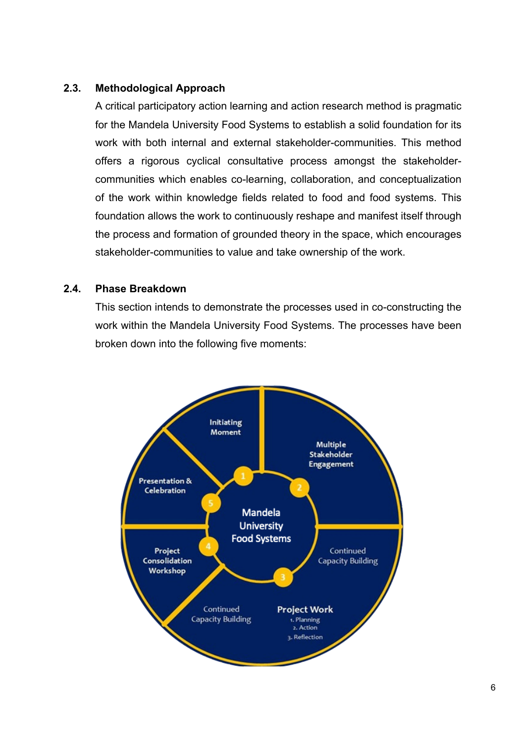## 2.3. Methodological Approach

A critical participatory action learning and action research method is pragmatic for the Mandela University Food Systems to establish a solid foundation for its work with both internal and external stakeholder-communities. This method offers a rigorous cyclical consultative process amongst the stakeholder-communities which enables co-learning, collaboration, and conceptualization of the work within knowledge fields related to food and food systems. This foundation allows the work to continuously reshape and manifest itself through the process and formation of grounded theory in the space, which encourages stakeholder-communities to value and take ownership of the work.

## 2.4. Phase Breakdown

This section intends to demonstrate the processes used in co-constructing the work within the Mandela University Food Systems. The processes have been broken down into the following five moments:

Mandela University Food Systems

1. Initiating Moment
2. Multiple Stakeholder Engagement
   - Continued Capacity Building
3. Project Work
   1. Planning
   2. Action
   3. Reflection
   - Continued Capacity Building
4. Project Consolidation Workshop
5. Presentation & Celebration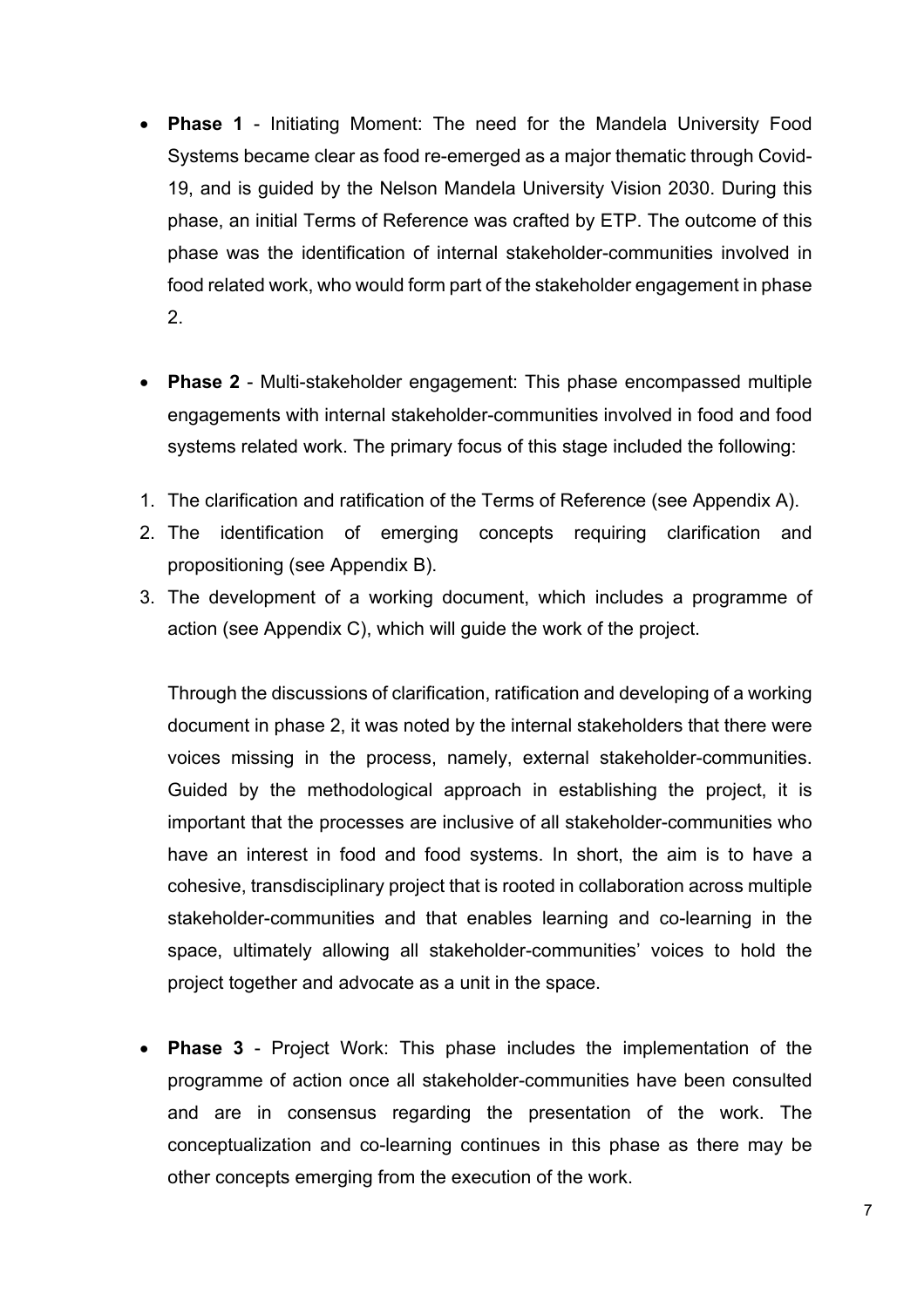- **Phase 1** - Initiating Moment: The need for the Mandela University Food Systems became clear as food re-emerged as a major thematic through Covid-19, and is guided by the Nelson Mandela University Vision 2030. During this phase, an initial Terms of Reference was crafted by ETP. The outcome of this phase was the identification of internal stakeholder-communities involved in food related work, who would form part of the stakeholder engagement in phase 2.

- **Phase 2** - Multi-stakeholder engagement: This phase encompassed multiple engagements with internal stakeholder-communities involved in food and food systems related work. The primary focus of this stage included the following:

1. The clarification and ratification of the Terms of Reference (see Appendix A).
2. The identification of emerging concepts requiring clarification and propositioning (see Appendix B).
3. The development of a working document, which includes a programme of action (see Appendix C), which will guide the work of the project.

   Through the discussions of clarification, ratification and developing of a working document in phase 2, it was noted by the internal stakeholders that there were voices missing in the process, namely, external stakeholder-communities. Guided by the methodological approach in establishing the project, it is important that the processes are inclusive of all stakeholder-communities who have an interest in food and food systems. In short, the aim is to have a cohesive, transdisciplinary project that is rooted in collaboration across multiple stakeholder-communities and that enables learning and co-learning in the space, ultimately allowing all stakeholder-communities' voices to hold the project together and advocate as a unit in the space.

- **Phase 3** - Project Work: This phase includes the implementation of the programme of action once all stakeholder-communities have been consulted and are in consensus regarding the presentation of the work. The conceptualization and co-learning continues in this phase as there may be other concepts emerging from the execution of the work.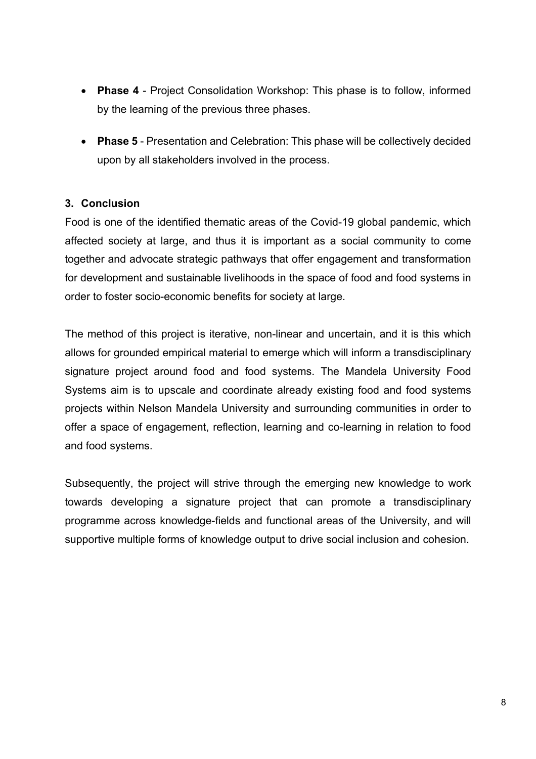- **Phase 4** - Project Consolidation Workshop: This phase is to follow, informed by the learning of the previous three phases.
- **Phase 5** - Presentation and Celebration: This phase will be collectively decided upon by all stakeholders involved in the process.

## 3. Conclusion

Food is one of the identified thematic areas of the Covid-19 global pandemic, which affected society at large, and thus it is important as a social community to come together and advocate strategic pathways that offer engagement and transformation for development and sustainable livelihoods in the space of food and food systems in order to foster socio-economic benefits for society at large.

The method of this project is iterative, non-linear and uncertain, and it is this which allows for grounded empirical material to emerge which will inform a transdisciplinary signature project around food and food systems. The Mandela University Food Systems aim is to upscale and coordinate already existing food and food systems projects within Nelson Mandela University and surrounding communities in order to offer a space of engagement, reflection, learning and co-learning in relation to food and food systems.

Subsequently, the project will strive through the emerging new knowledge to work towards developing a signature project that can promote a transdisciplinary programme across knowledge-fields and functional areas of the University, and will supportive multiple forms of knowledge output to drive social inclusion and cohesion.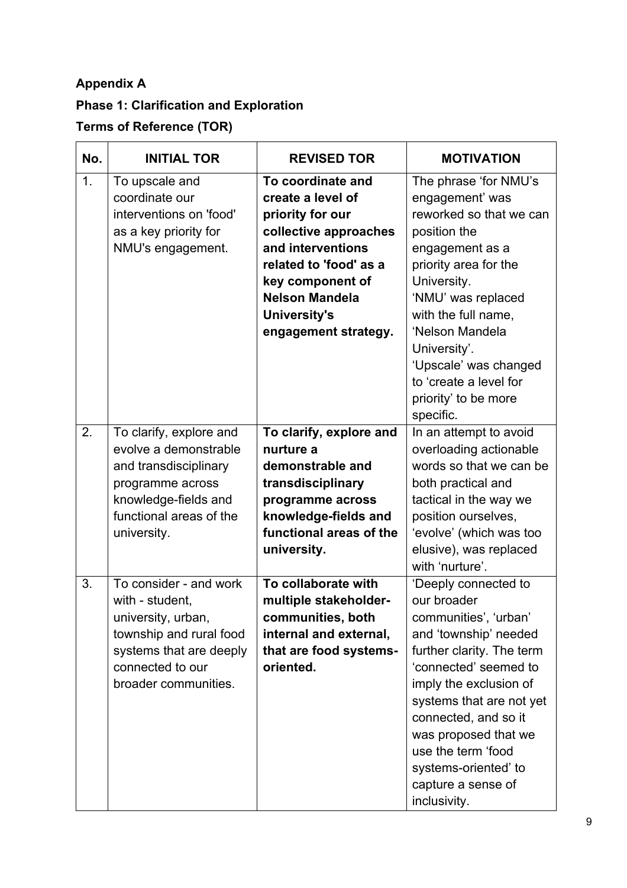**Appendix A**

**Phase 1: Clarification and Exploration**

**Terms of Reference (TOR)**

| No. | INITIAL TOR | REVISED TOR | MOTIVATION |
|---|---|---|---|
| 1. | To upscale and coordinate our interventions on 'food' as a key priority for NMU's engagement. | **To coordinate and create a level of priority for our collective approaches and interventions related to 'food' as a key component of Nelson Mandela University's engagement strategy.** | The phrase 'for NMU's engagement' was reworked so that we can position the engagement as a priority area for the University. 'NMU' was replaced with the full name, 'Nelson Mandela University'. 'Upscale' was changed to 'create a level for priority' to be more specific. |
| 2. | To clarify, explore and evolve a demonstrable and transdisciplinary programme across knowledge-fields and functional areas of the university. | **To clarify, explore and nurture a demonstrable and transdisciplinary programme across knowledge-fields and functional areas of the university.** | In an attempt to avoid overloading actionable words so that we can be both practical and tactical in the way we position ourselves, 'evolve' (which was too elusive), was replaced with 'nurture'. |
| 3. | To consider - and work with - student, university, urban, township and rural food systems that are deeply connected to our broader communities. | **To collaborate with multiple stakeholder-communities, both internal and external, that are food systems-oriented.** | 'Deeply connected to our broader communities', 'urban' and 'township' needed further clarity. The term 'connected' seemed to imply the exclusion of systems that are not yet connected, and so it was proposed that we use the term 'food systems-oriented' to capture a sense of inclusivity. |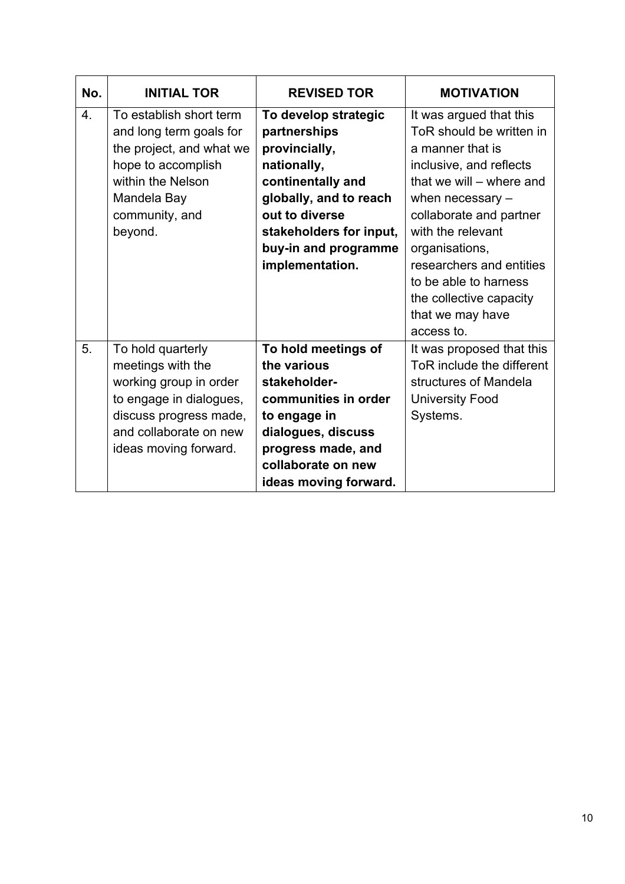| No. | INITIAL TOR | REVISED TOR | MOTIVATION |
| --- | --- | --- | --- |
| 4. | To establish short term and long term goals for the project, and what we hope to accomplish within the Nelson Mandela Bay community, and beyond. | **To develop strategic partnerships provincially, nationally, continentally and globally, and to reach out to diverse stakeholders for input, buy-in and programme implementation.** | It was argued that this ToR should be written in a manner that is inclusive, and reflects that we will – where and when necessary – collaborate and partner with the relevant organisations, researchers and entities to be able to harness the collective capacity that we may have access to. |
| 5. | To hold quarterly meetings with the working group in order to engage in dialogues, discuss progress made, and collaborate on new ideas moving forward. | **To hold meetings of the various stakeholder-communities in order to engage in dialogues, discuss progress made, and collaborate on new ideas moving forward.** | It was proposed that this ToR include the different structures of Mandela University Food Systems. |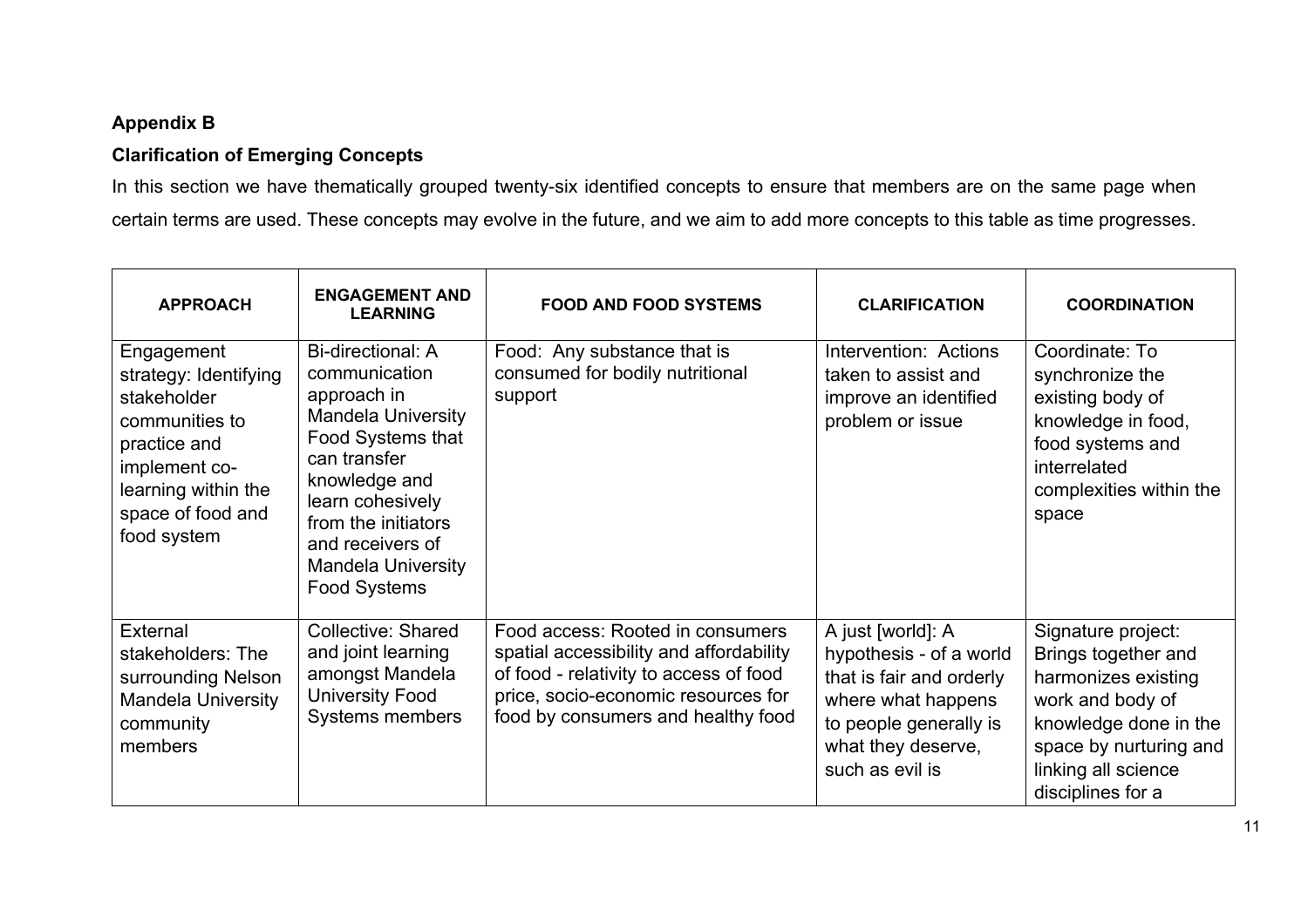**Appendix B**

**Clarification of Emerging Concepts**

In this section we have thematically grouped twenty-six identified concepts to ensure that members are on the same page when certain terms are used. These concepts may evolve in the future, and we aim to add more concepts to this table as time progresses.

| APPROACH | ENGAGEMENT AND LEARNING | FOOD AND FOOD SYSTEMS | CLARIFICATION | COORDINATION |
|---|---|---|---|---|
| Engagement strategy: Identifying stakeholder communities to practice and implement co-learning within the space of food and food system | Bi-directional: A communication approach in Mandela University Food Systems that can transfer knowledge and learn cohesively from the initiators and receivers of Mandela University Food Systems | Food: Any substance that is consumed for bodily nutritional support | Intervention: Actions taken to assist and improve an identified problem or issue | Coordinate: To synchronize the existing body of knowledge in food, food systems and interrelated complexities within the space |
| External stakeholders: The surrounding Nelson Mandela University community members | Collective: Shared and joint learning amongst Mandela University Food Systems members | Food access: Rooted in consumers spatial accessibility and affordability of food - relativity to access of food price, socio-economic resources for food by consumers and healthy food | A just [world]: A hypothesis - of a world that is fair and orderly where what happens to people generally is what they deserve, such as evil is | Signature project: Brings together and harmonizes existing work and body of knowledge done in the space by nurturing and linking all science disciplines for a |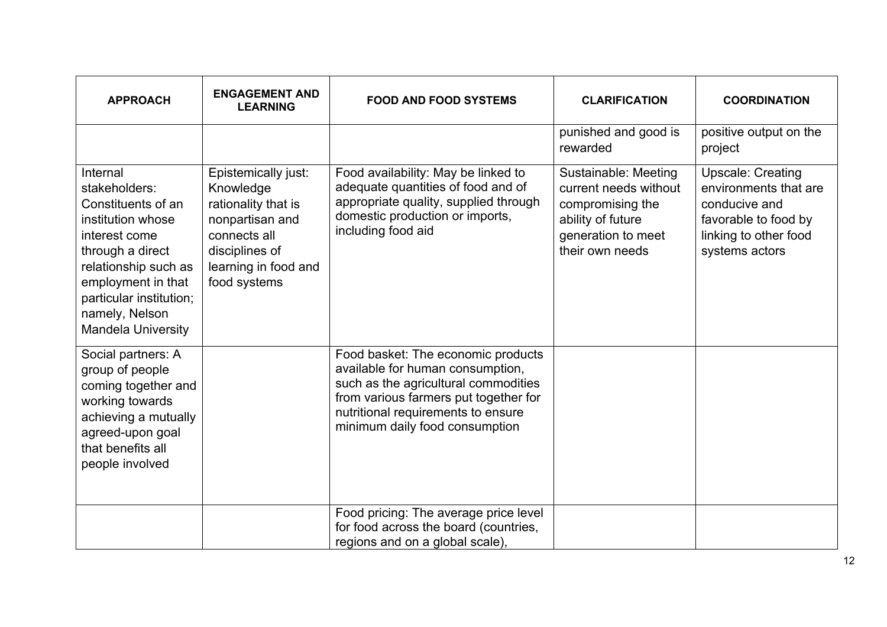| APPROACH | ENGAGEMENT AND LEARNING | FOOD AND FOOD SYSTEMS | CLARIFICATION | COORDINATION |
|---|---|---|---|---|
| | | | punished and good is rewarded | positive output on the project |
| Internal stakeholders: Constituents of an institution whose interest come through a direct relationship such as employment in that particular institution; namely, Nelson Mandela University | Epistemically just: Knowledge rationality that is nonpartisan and connects all disciplines of learning in food and food systems | Food availability: May be linked to adequate quantities of food and of appropriate quality, supplied through domestic production or imports, including food aid | Sustainable: Meeting current needs without compromising the ability of future generation to meet their own needs | Upscale: Creating environments that are conducive and favorable to food by linking to other food systems actors |
| Social partners: A group of people coming together and working towards achieving a mutually agreed-upon goal that benefits all people involved | | Food basket: The economic products available for human consumption, such as the agricultural commodities from various farmers put together for nutritional requirements to ensure minimum daily food consumption | | |
| | | Food pricing: The average price level for food across the board (countries, regions and on a global scale), | | |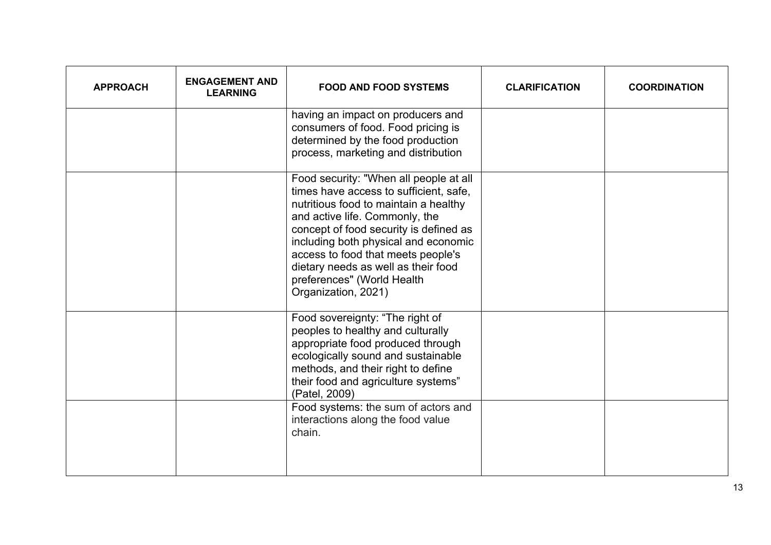| APPROACH | ENGAGEMENT AND LEARNING | FOOD AND FOOD SYSTEMS | CLARIFICATION | COORDINATION |
| --- | --- | --- | --- | --- |
| | | having an impact on producers and consumers of food. Food pricing is determined by the food production process, marketing and distribution | | |
| | | Food security: "When all people at all times have access to sufficient, safe, nutritious food to maintain a healthy and active life. Commonly, the concept of food security is defined as including both physical and economic access to food that meets people's dietary needs as well as their food preferences" (World Health Organization, 2021) | | |
| | | Food sovereignty: “The right of peoples to healthy and culturally appropriate food produced through ecologically sound and sustainable methods, and their right to define their food and agriculture systems” (Patel, 2009) | | |
| | | Food systems: the sum of actors and interactions along the food value chain. | | |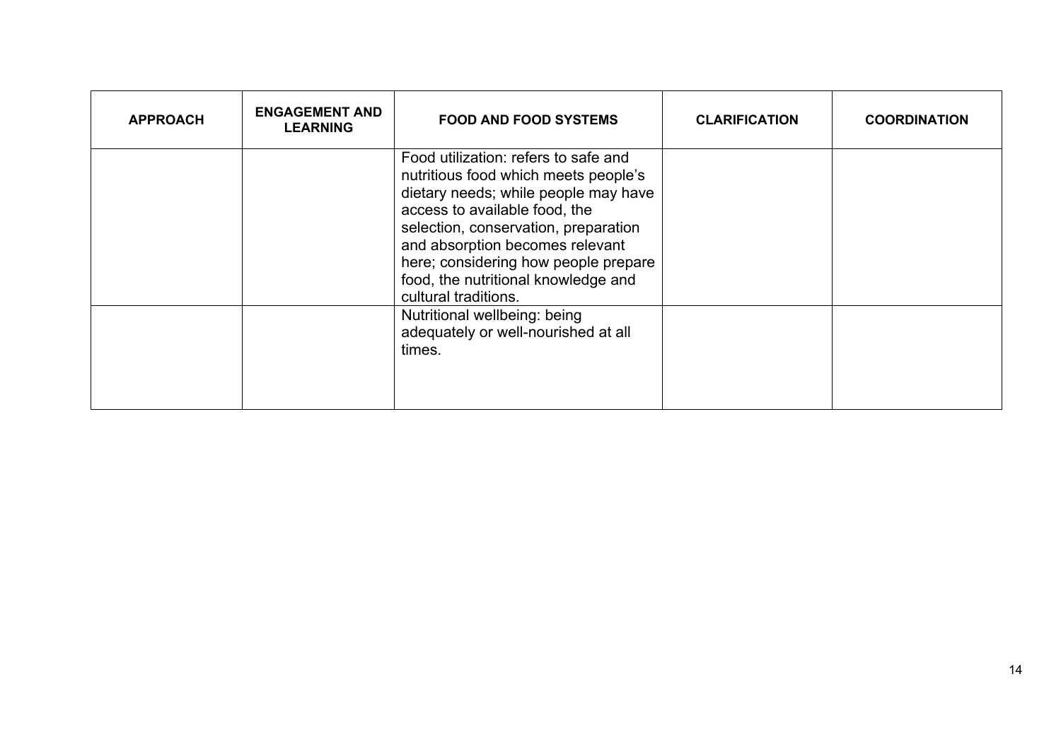| APPROACH | ENGAGEMENT AND LEARNING | FOOD AND FOOD SYSTEMS | CLARIFICATION | COORDINATION |
|---|---|---|---|---|
| | | Food utilization: refers to safe and nutritious food which meets people's dietary needs; while people may have access to available food, the selection, conservation, preparation and absorption becomes relevant here; considering how people prepare food, the nutritional knowledge and cultural traditions. | | |
| | | Nutritional wellbeing: being adequately or well-nourished at all times. | | |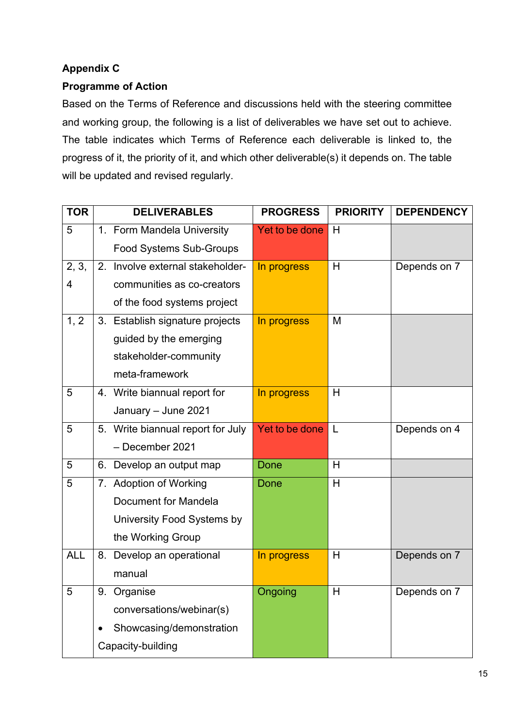**Appendix C**

**Programme of Action**

Based on the Terms of Reference and discussions held with the steering committee and working group, the following is a list of deliverables we have set out to achieve. The table indicates which Terms of Reference each deliverable is linked to, the progress of it, the priority of it, and which other deliverable(s) it depends on. The table will be updated and revised regularly.

| TOR | DELIVERABLES | PROGRESS | PRIORITY | DEPENDENCY |
|---|---|---|---|---|
| 5 | 1. Form Mandela University Food Systems Sub-Groups | Yet to be done | H | |
| 2, 3, 4 | 2. Involve external stakeholder-communities as co-creators of the food systems project | In progress | H | Depends on 7 |
| 1, 2 | 3. Establish signature projects guided by the emerging stakeholder-community meta-framework | In progress | M | |
| 5 | 4. Write biannual report for January – June 2021 | In progress | H | |
| 5 | 5. Write biannual report for July – December 2021 | Yet to be done | L | Depends on 4 |
| 5 | 6. Develop an output map | Done | H | |
| 5 | 7. Adoption of Working Document for Mandela University Food Systems by the Working Group | Done | H | |
| ALL | 8. Develop an operational manual | In progress | H | Depends on 7 |
| 5 | 9. Organise conversations/webinar(s)<br>• Showcasing/demonstration<br>Capacity-building | Ongoing | H | Depends on 7 |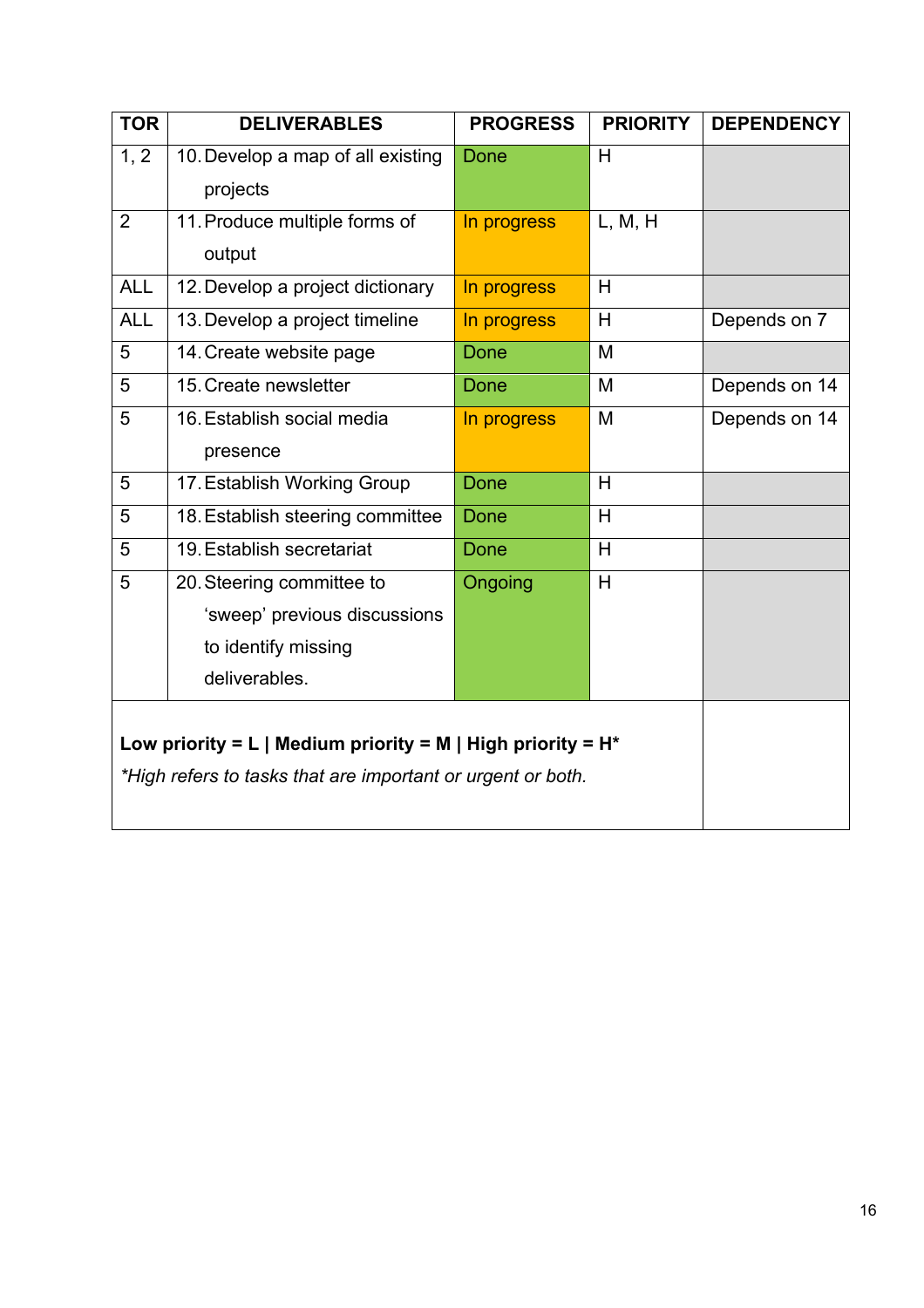| TOR | DELIVERABLES | PROGRESS | PRIORITY | DEPENDENCY |
|---|---|---|---|---|
| 1, 2 | 10. Develop a map of all existing projects | Done | H | |
| 2 | 11. Produce multiple forms of output | In progress | L, M, H | |
| ALL | 12. Develop a project dictionary | In progress | H | |
| ALL | 13. Develop a project timeline | In progress | H | Depends on 7 |
| 5 | 14. Create website page | Done | M | |
| 5 | 15. Create newsletter | Done | M | Depends on 14 |
| 5 | 16. Establish social media presence | In progress | M | Depends on 14 |
| 5 | 17. Establish Working Group | Done | H | |
| 5 | 18. Establish steering committee | Done | H | |
| 5 | 19. Establish secretariat | Done | H | |
| 5 | 20. Steering committee to 'sweep' previous discussions to identify missing deliverables. | Ongoing | H | |

**Low priority = L | Medium priority = M | High priority = H***

*\*High refers to tasks that are important or urgent or both.*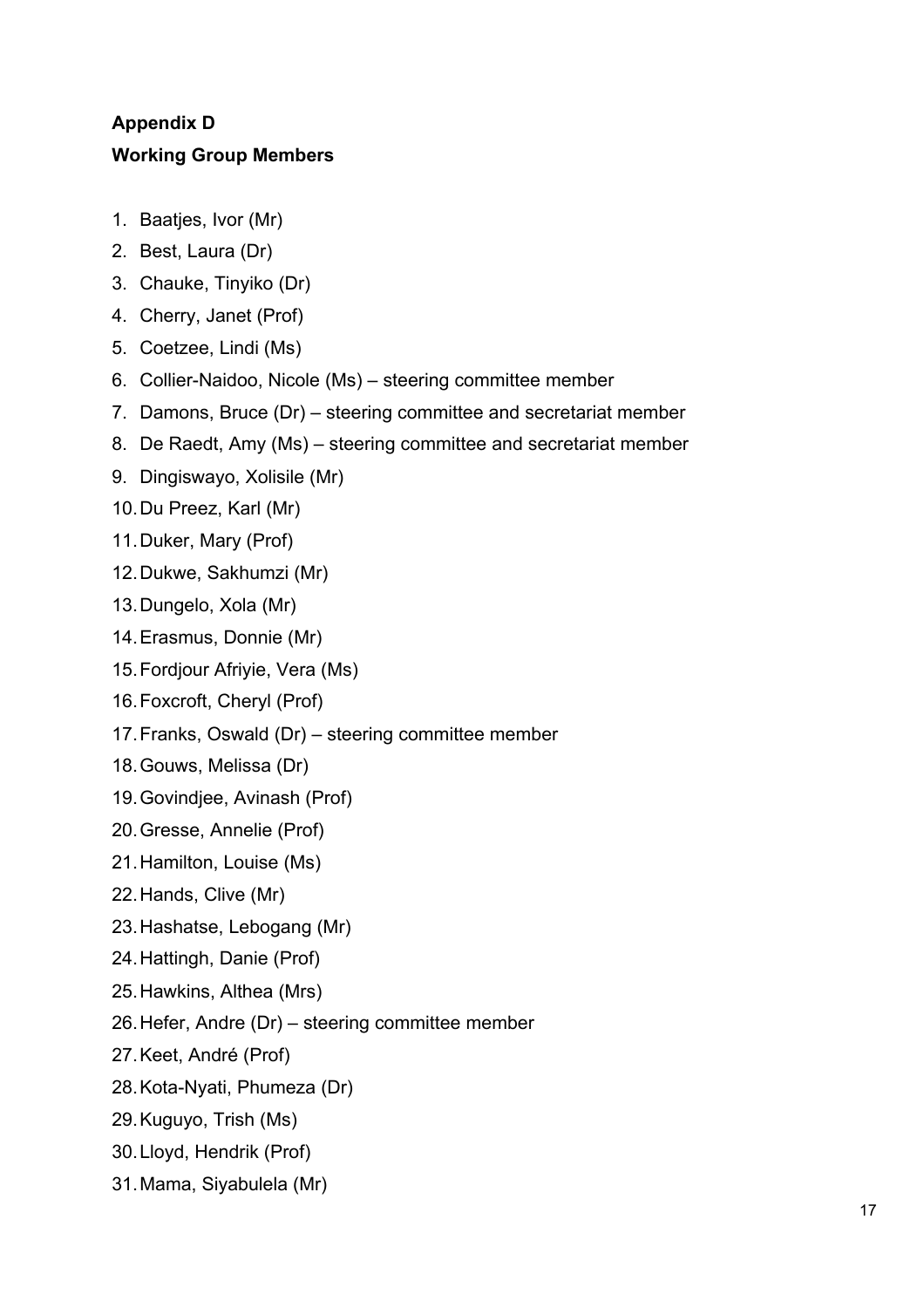## Appendix D

## Working Group Members

1. Baatjes, Ivor (Mr)
2. Best, Laura (Dr)
3. Chauke, Tinyiko (Dr)
4. Cherry, Janet (Prof)
5. Coetzee, Lindi (Ms)
6. Collier-Naidoo, Nicole (Ms) – steering committee member
7. Damons, Bruce (Dr) – steering committee and secretariat member
8. De Raedt, Amy (Ms) – steering committee and secretariat member
9. Dingiswayo, Xolisile (Mr)
10. Du Preez, Karl (Mr)
11. Duker, Mary (Prof)
12. Dukwe, Sakhumzi (Mr)
13. Dungelo, Xola (Mr)
14. Erasmus, Donnie (Mr)
15. Fordjour Afriyie, Vera (Ms)
16. Foxcroft, Cheryl (Prof)
17. Franks, Oswald (Dr) – steering committee member
18. Gouws, Melissa (Dr)
19. Govindjee, Avinash (Prof)
20. Gresse, Annelie (Prof)
21. Hamilton, Louise (Ms)
22. Hands, Clive (Mr)
23. Hashatse, Lebogang (Mr)
24. Hattingh, Danie (Prof)
25. Hawkins, Althea (Mrs)
26. Hefer, Andre (Dr) – steering committee member
27. Keet, André (Prof)
28. Kota-Nyati, Phumeza (Dr)
29. Kuguyo, Trish (Ms)
30. Lloyd, Hendrik (Prof)
31. Mama, Siyabulela (Mr)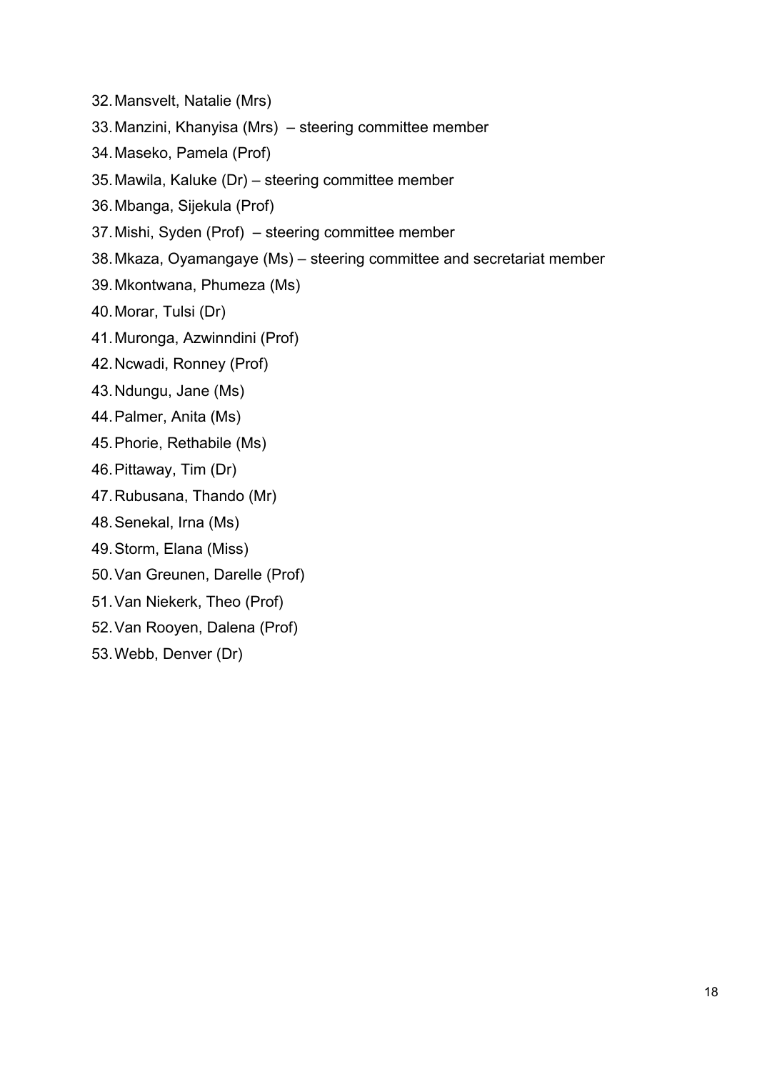32. Mansvelt, Natalie (Mrs)
33. Manzini, Khanyisa (Mrs) – steering committee member
34. Maseko, Pamela (Prof)
35. Mawila, Kaluke (Dr) – steering committee member
36. Mbanga, Sijekula (Prof)
37. Mishi, Syden (Prof) – steering committee member
38. Mkaza, Oyamangaye (Ms) – steering committee and secretariat member
39. Mkontwana, Phumeza (Ms)
40. Morar, Tulsi (Dr)
41. Muronga, Azwinndini (Prof)
42. Ncwadi, Ronney (Prof)
43. Ndungu, Jane (Ms)
44. Palmer, Anita (Ms)
45. Phorie, Rethabile (Ms)
46. Pittaway, Tim (Dr)
47. Rubusana, Thando (Mr)
48. Senekal, Irna (Ms)
49. Storm, Elana (Miss)
50. Van Greunen, Darelle (Prof)
51. Van Niekerk, Theo (Prof)
52. Van Rooyen, Dalena (Prof)
53. Webb, Denver (Dr)